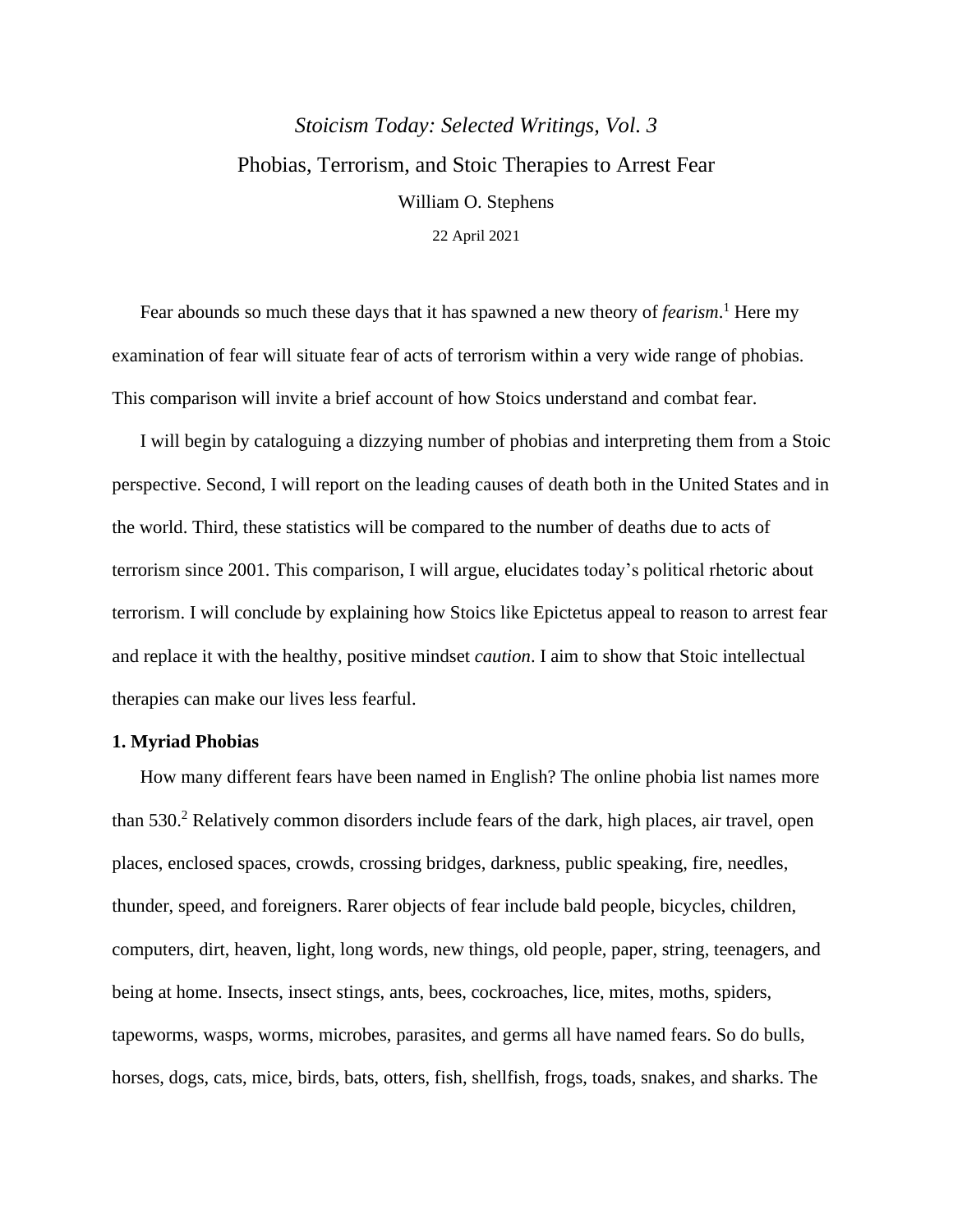*Stoicism Today: Selected Writings, Vol. 3*

# Phobias, Terrorism, and Stoic Therapies to Arrest Fear

William O. Stephens

22 April 2021

Fear abounds so much these days that it has spawned a new theory of *fearism*.[1] Here my examination of fear will situate fear of acts of terrorism within a very wide range of phobias. This comparison will invite a brief account of how Stoics understand and combat fear.

I will begin by cataloguing a dizzying number of phobias and interpreting them from a Stoic perspective. Second, I will report on the leading causes of death both in the United States and in the world. Third, these statistics will be compared to the number of deaths due to acts of terrorism since 2001. This comparison, I will argue, elucidates today's political rhetoric about terrorism. I will conclude by explaining how Stoics like Epictetus appeal to reason to arrest fear and replace it with the healthy, positive mindset *caution*. I aim to show that Stoic intellectual therapies can make our lives less fearful.

## 1. Myriad Phobias

How many different fears have been named in English? The online phobia list names more than 530.[2] Relatively common disorders include fears of the dark, high places, air travel, open places, enclosed spaces, crowds, crossing bridges, darkness, public speaking, fire, needles, thunder, speed, and foreigners. Rarer objects of fear include bald people, bicycles, children, computers, dirt, heaven, light, long words, new things, old people, paper, string, teenagers, and being at home. Insects, insect stings, ants, bees, cockroaches, lice, mites, moths, spiders, tapeworms, wasps, worms, microbes, parasites, and germs all have named fears. So do bulls, horses, dogs, cats, mice, birds, bats, otters, fish, shellfish, frogs, toads, snakes, and sharks. The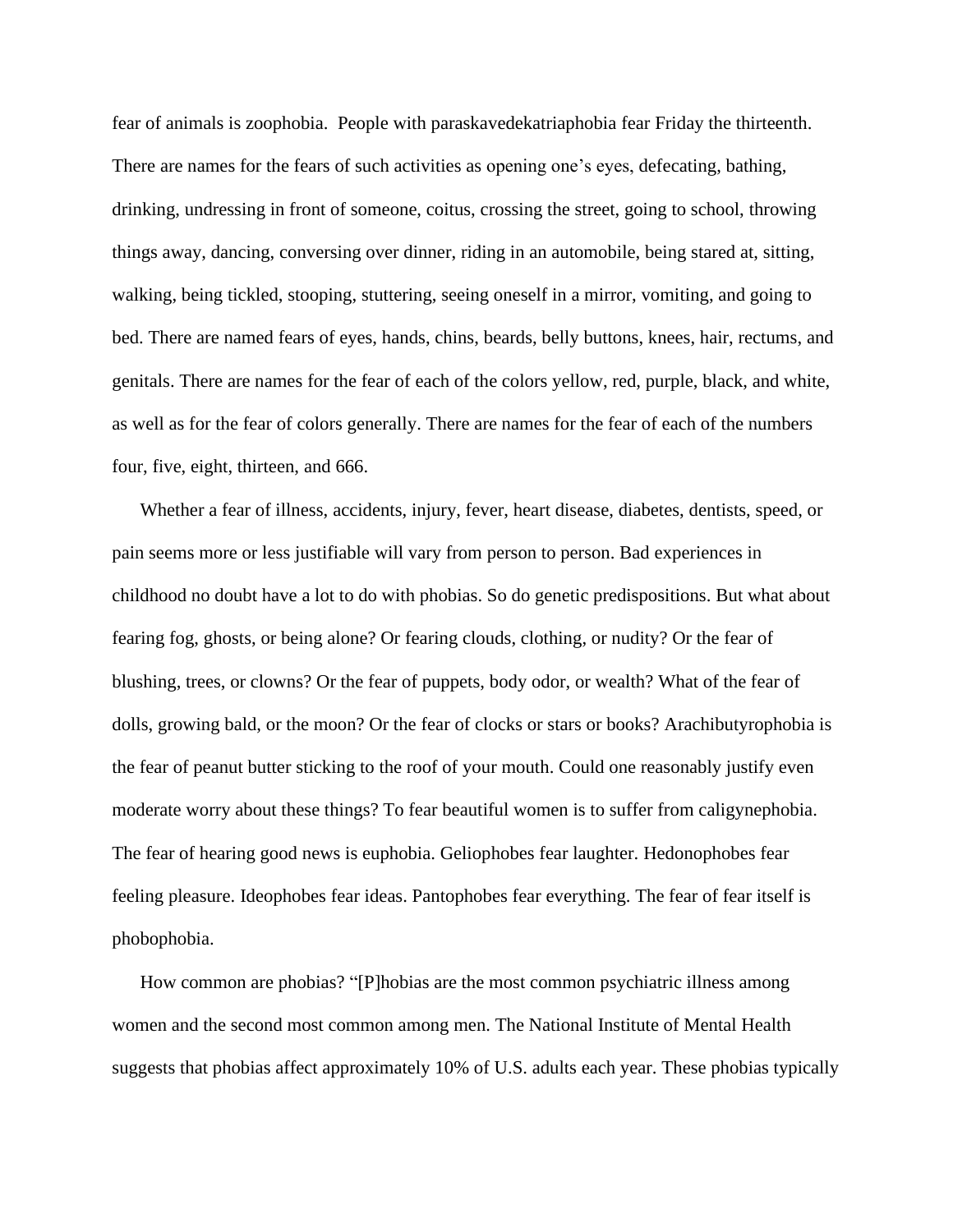fear of animals is zoophobia. People with paraskavedekatriaphobia fear Friday the thirteenth. There are names for the fears of such activities as opening one's eyes, defecating, bathing, drinking, undressing in front of someone, coitus, crossing the street, going to school, throwing things away, dancing, conversing over dinner, riding in an automobile, being stared at, sitting, walking, being tickled, stooping, stuttering, seeing oneself in a mirror, vomiting, and going to bed. There are named fears of eyes, hands, chins, beards, belly buttons, knees, hair, rectums, and genitals. There are names for the fear of each of the colors yellow, red, purple, black, and white, as well as for the fear of colors generally. There are names for the fear of each of the numbers four, five, eight, thirteen, and 666.

Whether a fear of illness, accidents, injury, fever, heart disease, diabetes, dentists, speed, or pain seems more or less justifiable will vary from person to person. Bad experiences in childhood no doubt have a lot to do with phobias. So do genetic predispositions. But what about fearing fog, ghosts, or being alone? Or fearing clouds, clothing, or nudity? Or the fear of blushing, trees, or clowns? Or the fear of puppets, body odor, or wealth? What of the fear of dolls, growing bald, or the moon? Or the fear of clocks or stars or books? Arachibutyrophobia is the fear of peanut butter sticking to the roof of your mouth. Could one reasonably justify even moderate worry about these things? To fear beautiful women is to suffer from caligynephobia. The fear of hearing good news is euphobia. Geliophobes fear laughter. Hedonophobes fear feeling pleasure. Ideophobes fear ideas. Pantophobes fear everything. The fear of fear itself is phobophobia.

How common are phobias? "[P]hobias are the most common psychiatric illness among women and the second most common among men. The National Institute of Mental Health suggests that phobias affect approximately 10% of U.S. adults each year. These phobias typically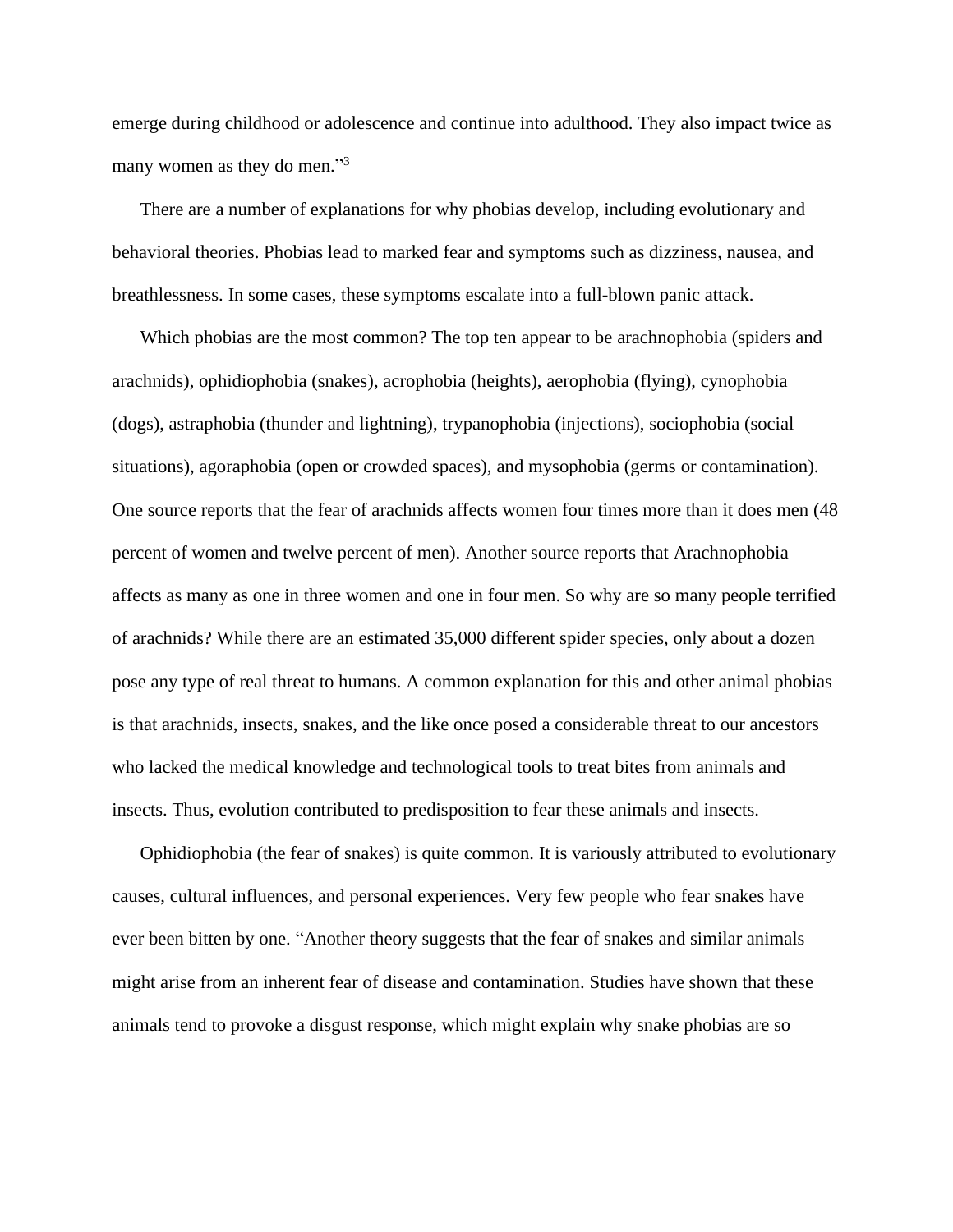emerge during childhood or adolescence and continue into adulthood. They also impact twice as many women as they do men."[3]

There are a number of explanations for why phobias develop, including evolutionary and behavioral theories. Phobias lead to marked fear and symptoms such as dizziness, nausea, and breathlessness. In some cases, these symptoms escalate into a full-blown panic attack.

Which phobias are the most common? The top ten appear to be arachnophobia (spiders and arachnids), ophidiophobia (snakes), acrophobia (heights), aerophobia (flying), cynophobia (dogs), astraphobia (thunder and lightning), trypanophobia (injections), sociophobia (social situations), agoraphobia (open or crowded spaces), and mysophobia (germs or contamination). One source reports that the fear of arachnids affects women four times more than it does men (48 percent of women and twelve percent of men). Another source reports that Arachnophobia affects as many as one in three women and one in four men. So why are so many people terrified of arachnids? While there are an estimated 35,000 different spider species, only about a dozen pose any type of real threat to humans. A common explanation for this and other animal phobias is that arachnids, insects, snakes, and the like once posed a considerable threat to our ancestors who lacked the medical knowledge and technological tools to treat bites from animals and insects. Thus, evolution contributed to predisposition to fear these animals and insects.

Ophidiophobia (the fear of snakes) is quite common. It is variously attributed to evolutionary causes, cultural influences, and personal experiences. Very few people who fear snakes have ever been bitten by one. "Another theory suggests that the fear of snakes and similar animals might arise from an inherent fear of disease and contamination. Studies have shown that these animals tend to provoke a disgust response, which might explain why snake phobias are so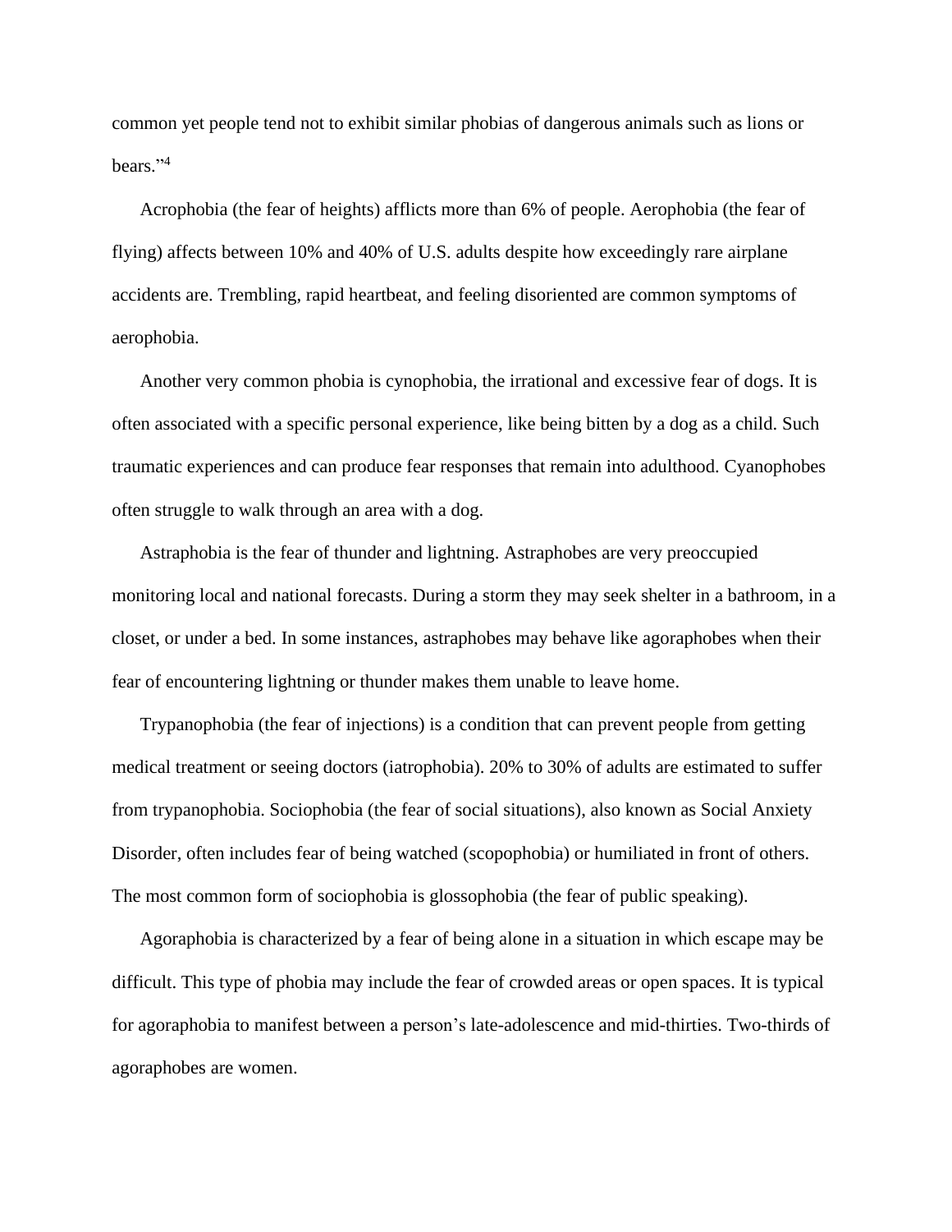common yet people tend not to exhibit similar phobias of dangerous animals such as lions or bears."[4]

Acrophobia (the fear of heights) afflicts more than 6% of people. Aerophobia (the fear of flying) affects between 10% and 40% of U.S. adults despite how exceedingly rare airplane accidents are. Trembling, rapid heartbeat, and feeling disoriented are common symptoms of aerophobia.

Another very common phobia is cynophobia, the irrational and excessive fear of dogs. It is often associated with a specific personal experience, like being bitten by a dog as a child. Such traumatic experiences and can produce fear responses that remain into adulthood. Cyanophobes often struggle to walk through an area with a dog.

Astraphobia is the fear of thunder and lightning. Astraphobes are very preoccupied monitoring local and national forecasts. During a storm they may seek shelter in a bathroom, in a closet, or under a bed. In some instances, astraphobes may behave like agoraphobes when their fear of encountering lightning or thunder makes them unable to leave home.

Trypanophobia (the fear of injections) is a condition that can prevent people from getting medical treatment or seeing doctors (iatrophobia). 20% to 30% of adults are estimated to suffer from trypanophobia. Sociophobia (the fear of social situations), also known as Social Anxiety Disorder, often includes fear of being watched (scopophobia) or humiliated in front of others. The most common form of sociophobia is glossophobia (the fear of public speaking).

Agoraphobia is characterized by a fear of being alone in a situation in which escape may be difficult. This type of phobia may include the fear of crowded areas or open spaces. It is typical for agoraphobia to manifest between a person's late-adolescence and mid-thirties. Two-thirds of agoraphobes are women.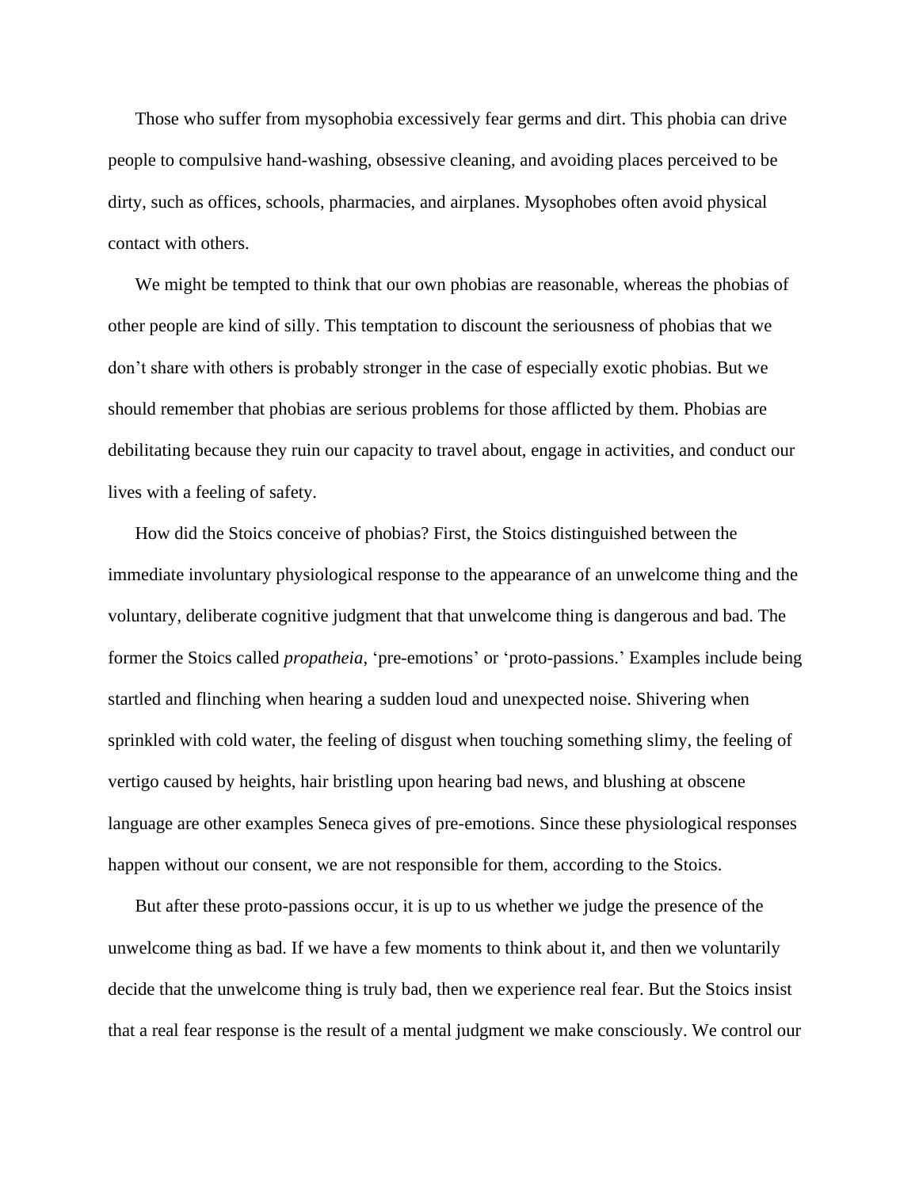Those who suffer from mysophobia excessively fear germs and dirt. This phobia can drive people to compulsive hand-washing, obsessive cleaning, and avoiding places perceived to be dirty, such as offices, schools, pharmacies, and airplanes. Mysophobes often avoid physical contact with others.

We might be tempted to think that our own phobias are reasonable, whereas the phobias of other people are kind of silly. This temptation to discount the seriousness of phobias that we don't share with others is probably stronger in the case of especially exotic phobias. But we should remember that phobias are serious problems for those afflicted by them. Phobias are debilitating because they ruin our capacity to travel about, engage in activities, and conduct our lives with a feeling of safety.

How did the Stoics conceive of phobias? First, the Stoics distinguished between the immediate involuntary physiological response to the appearance of an unwelcome thing and the voluntary, deliberate cognitive judgment that that unwelcome thing is dangerous and bad. The former the Stoics called *propatheia*, 'pre-emotions' or 'proto-passions.' Examples include being startled and flinching when hearing a sudden loud and unexpected noise. Shivering when sprinkled with cold water, the feeling of disgust when touching something slimy, the feeling of vertigo caused by heights, hair bristling upon hearing bad news, and blushing at obscene language are other examples Seneca gives of pre-emotions. Since these physiological responses happen without our consent, we are not responsible for them, according to the Stoics.

But after these proto-passions occur, it is up to us whether we judge the presence of the unwelcome thing as bad. If we have a few moments to think about it, and then we voluntarily decide that the unwelcome thing is truly bad, then we experience real fear. But the Stoics insist that a real fear response is the result of a mental judgment we make consciously. We control our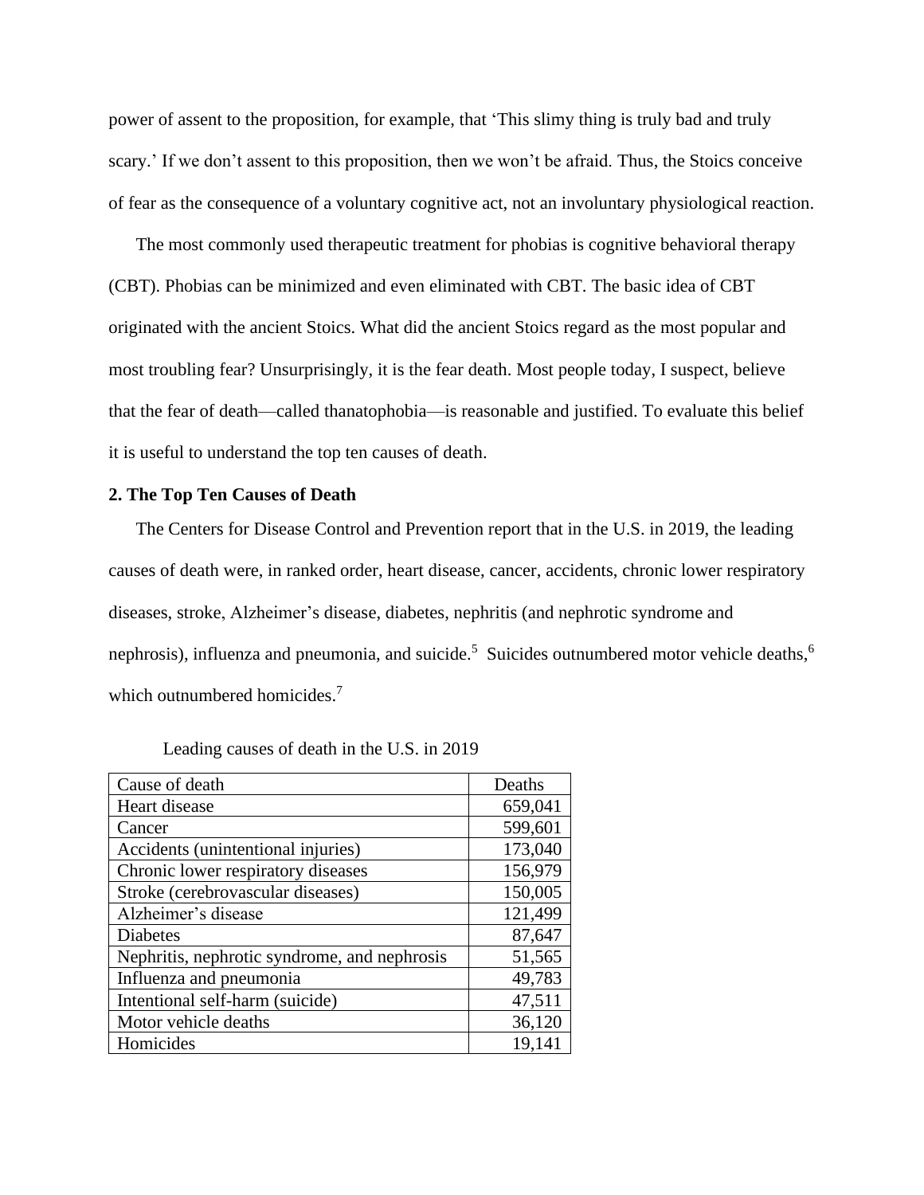power of assent to the proposition, for example, that 'This slimy thing is truly bad and truly scary.' If we don't assent to this proposition, then we won't be afraid. Thus, the Stoics conceive of fear as the consequence of a voluntary cognitive act, not an involuntary physiological reaction.

The most commonly used therapeutic treatment for phobias is cognitive behavioral therapy (CBT). Phobias can be minimized and even eliminated with CBT. The basic idea of CBT originated with the ancient Stoics. What did the ancient Stoics regard as the most popular and most troubling fear? Unsurprisingly, it is the fear death. Most people today, I suspect, believe that the fear of death—called thanatophobia—is reasonable and justified. To evaluate this belief it is useful to understand the top ten causes of death.

## 2. The Top Ten Causes of Death

The Centers for Disease Control and Prevention report that in the U.S. in 2019, the leading causes of death were, in ranked order, heart disease, cancer, accidents, chronic lower respiratory diseases, stroke, Alzheimer's disease, diabetes, nephritis (and nephrotic syndrome and nephrosis), influenza and pneumonia, and suicide.[5] Suicides outnumbered motor vehicle deaths,[6] which outnumbered homicides.[7]

Leading causes of death in the U.S. in 2019

| Cause of death | Deaths |
|---|---|
| Heart disease | 659,041 |
| Cancer | 599,601 |
| Accidents (unintentional injuries) | 173,040 |
| Chronic lower respiratory diseases | 156,979 |
| Stroke (cerebrovascular diseases) | 150,005 |
| Alzheimer's disease | 121,499 |
| Diabetes | 87,647 |
| Nephritis, nephrotic syndrome, and nephrosis | 51,565 |
| Influenza and pneumonia | 49,783 |
| Intentional self-harm (suicide) | 47,511 |
| Motor vehicle deaths | 36,120 |
| Homicides | 19,141 |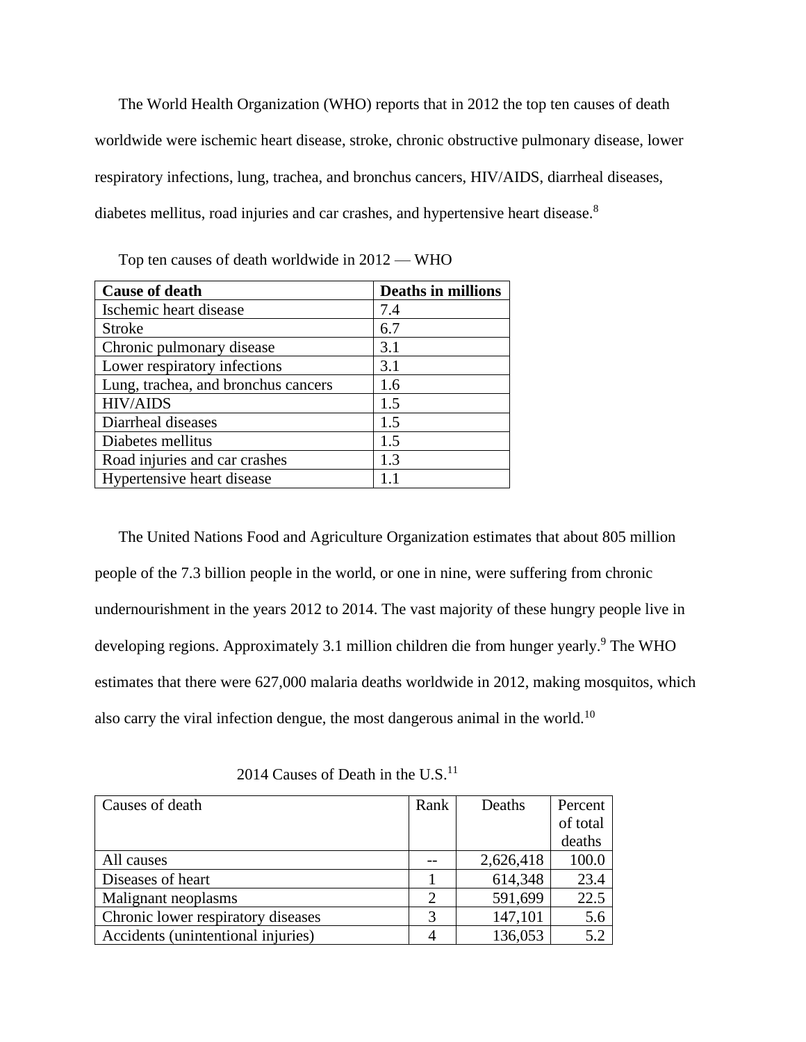The World Health Organization (WHO) reports that in 2012 the top ten causes of death worldwide were ischemic heart disease, stroke, chronic obstructive pulmonary disease, lower respiratory infections, lung, trachea, and bronchus cancers, HIV/AIDS, diarrheal diseases, diabetes mellitus, road injuries and car crashes, and hypertensive heart disease.[8]

Top ten causes of death worldwide in 2012 — WHO

| Cause of death | Deaths in millions |
|---|---|
| Ischemic heart disease | 7.4 |
| Stroke | 6.7 |
| Chronic pulmonary disease | 3.1 |
| Lower respiratory infections | 3.1 |
| Lung, trachea, and bronchus cancers | 1.6 |
| HIV/AIDS | 1.5 |
| Diarrheal diseases | 1.5 |
| Diabetes mellitus | 1.5 |
| Road injuries and car crashes | 1.3 |
| Hypertensive heart disease | 1.1 |

The United Nations Food and Agriculture Organization estimates that about 805 million people of the 7.3 billion people in the world, or one in nine, were suffering from chronic undernourishment in the years 2012 to 2014. The vast majority of these hungry people live in developing regions. Approximately 3.1 million children die from hunger yearly.[9] The WHO estimates that there were 627,000 malaria deaths worldwide in 2012, making mosquitos, which also carry the viral infection dengue, the most dangerous animal in the world.[10]

2014 Causes of Death in the U.S.[11]

| Causes of death | Rank | Deaths | Percent of total deaths |
|---|---|---|---|
| All causes | -- | 2,626,418 | 100.0 |
| Diseases of heart | 1 | 614,348 | 23.4 |
| Malignant neoplasms | 2 | 591,699 | 22.5 |
| Chronic lower respiratory diseases | 3 | 147,101 | 5.6 |
| Accidents (unintentional injuries) | 4 | 136,053 | 5.2 |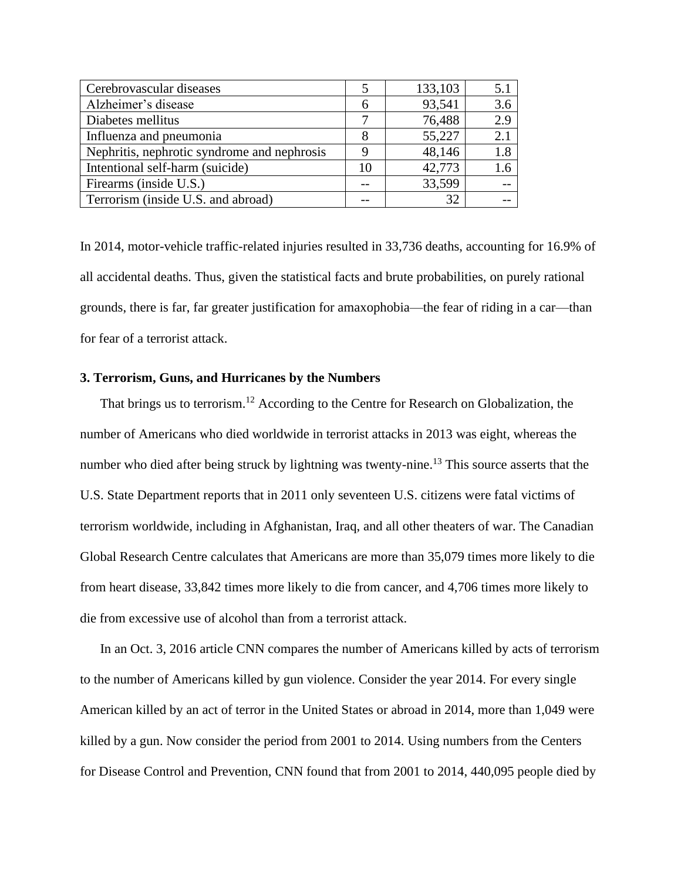| Cerebrovascular diseases | 5 | 133,103 | 5.1 |
|---|---|---|---|
| Alzheimer's disease | 6 | 93,541 | 3.6 |
| Diabetes mellitus | 7 | 76,488 | 2.9 |
| Influenza and pneumonia | 8 | 55,227 | 2.1 |
| Nephritis, nephrotic syndrome and nephrosis | 9 | 48,146 | 1.8 |
| Intentional self-harm (suicide) | 10 | 42,773 | 1.6 |
| Firearms (inside U.S.) | -- | 33,599 | -- |
| Terrorism (inside U.S. and abroad) | -- | 32 | -- |

In 2014, motor-vehicle traffic-related injuries resulted in 33,736 deaths, accounting for 16.9% of all accidental deaths. Thus, given the statistical facts and brute probabilities, on purely rational grounds, there is far, far greater justification for amaxophobia—the fear of riding in a car—than for fear of a terrorist attack.

### 3. Terrorism, Guns, and Hurricanes by the Numbers

That brings us to terrorism.[12] According to the Centre for Research on Globalization, the number of Americans who died worldwide in terrorist attacks in 2013 was eight, whereas the number who died after being struck by lightning was twenty-nine.[13] This source asserts that the U.S. State Department reports that in 2011 only seventeen U.S. citizens were fatal victims of terrorism worldwide, including in Afghanistan, Iraq, and all other theaters of war. The Canadian Global Research Centre calculates that Americans are more than 35,079 times more likely to die from heart disease, 33,842 times more likely to die from cancer, and 4,706 times more likely to die from excessive use of alcohol than from a terrorist attack.

In an Oct. 3, 2016 article CNN compares the number of Americans killed by acts of terrorism to the number of Americans killed by gun violence. Consider the year 2014. For every single American killed by an act of terror in the United States or abroad in 2014, more than 1,049 were killed by a gun. Now consider the period from 2001 to 2014. Using numbers from the Centers for Disease Control and Prevention, CNN found that from 2001 to 2014, 440,095 people died by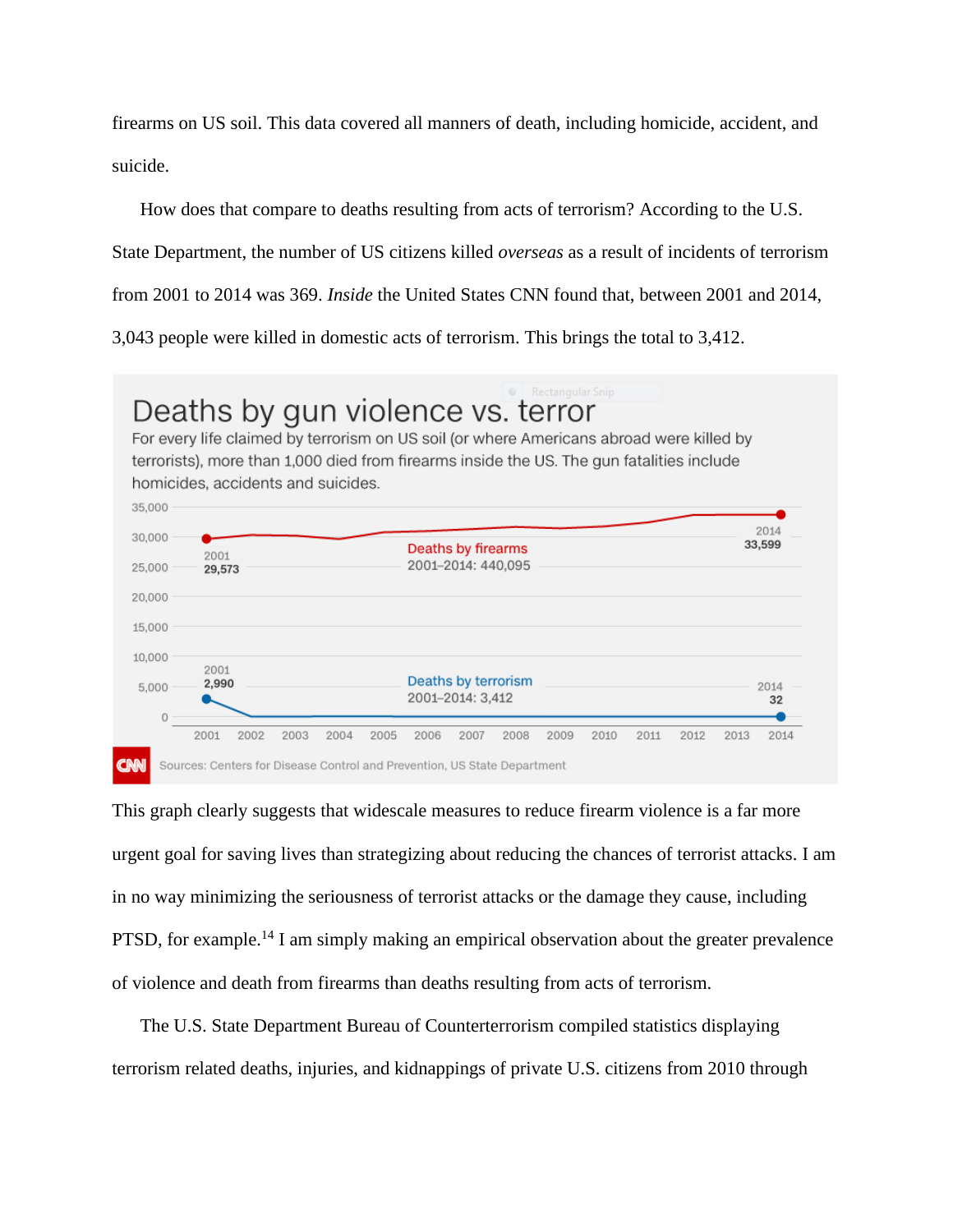firearms on US soil. This data covered all manners of death, including homicide, accident, and suicide.

How does that compare to deaths resulting from acts of terrorism? According to the U.S. State Department, the number of US citizens killed *overseas* as a result of incidents of terrorism from 2001 to 2014 was 369. *Inside* the United States CNN found that, between 2001 and 2014, 3,043 people were killed in domestic acts of terrorism. This brings the total to 3,412.

Deaths by gun violence vs. terror

For every life claimed by terrorism on US soil (or where Americans abroad were killed by terrorists), more than 1,000 died from firearms inside the US. The gun fatalities include homicides, accidents and suicides.

Deaths by firearms 2001–2014: 440,095 (2001: 29,573; 2014: 33,599)

Deaths by terrorism 2001–2014: 3,412 (2001: 2,990; 2014: 32)

Sources: Centers for Disease Control and Prevention, US State Department

This graph clearly suggests that widescale measures to reduce firearm violence is a far more urgent goal for saving lives than strategizing about reducing the chances of terrorist attacks. I am in no way minimizing the seriousness of terrorist attacks or the damage they cause, including PTSD, for example.[14] I am simply making an empirical observation about the greater prevalence of violence and death from firearms than deaths resulting from acts of terrorism.

The U.S. State Department Bureau of Counterterrorism compiled statistics displaying terrorism related deaths, injuries, and kidnappings of private U.S. citizens from 2010 through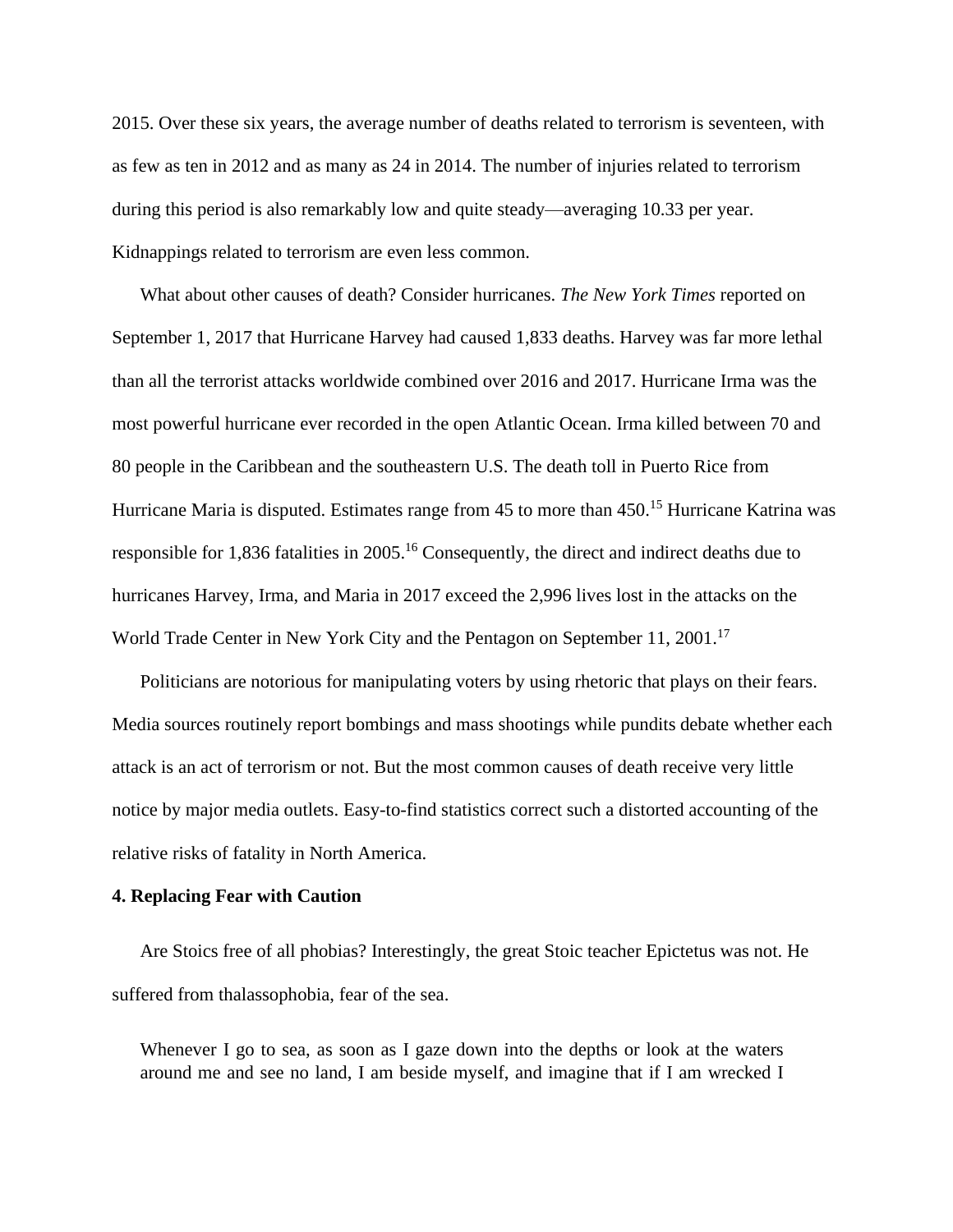2015. Over these six years, the average number of deaths related to terrorism is seventeen, with as few as ten in 2012 and as many as 24 in 2014. The number of injuries related to terrorism during this period is also remarkably low and quite steady—averaging 10.33 per year. Kidnappings related to terrorism are even less common.

What about other causes of death? Consider hurricanes. *The New York Times* reported on September 1, 2017 that Hurricane Harvey had caused 1,833 deaths. Harvey was far more lethal than all the terrorist attacks worldwide combined over 2016 and 2017. Hurricane Irma was the most powerful hurricane ever recorded in the open Atlantic Ocean. Irma killed between 70 and 80 people in the Caribbean and the southeastern U.S. The death toll in Puerto Rice from Hurricane Maria is disputed. Estimates range from 45 to more than 450.[15] Hurricane Katrina was responsible for 1,836 fatalities in 2005.[16] Consequently, the direct and indirect deaths due to hurricanes Harvey, Irma, and Maria in 2017 exceed the 2,996 lives lost in the attacks on the World Trade Center in New York City and the Pentagon on September 11, 2001.[17]

Politicians are notorious for manipulating voters by using rhetoric that plays on their fears. Media sources routinely report bombings and mass shootings while pundits debate whether each attack is an act of terrorism or not. But the most common causes of death receive very little notice by major media outlets. Easy-to-find statistics correct such a distorted accounting of the relative risks of fatality in North America.

**4. Replacing Fear with Caution**

Are Stoics free of all phobias? Interestingly, the great Stoic teacher Epictetus was not. He suffered from thalassophobia, fear of the sea.

> Whenever I go to sea, as soon as I gaze down into the depths or look at the waters around me and see no land, I am beside myself, and imagine that if I am wrecked I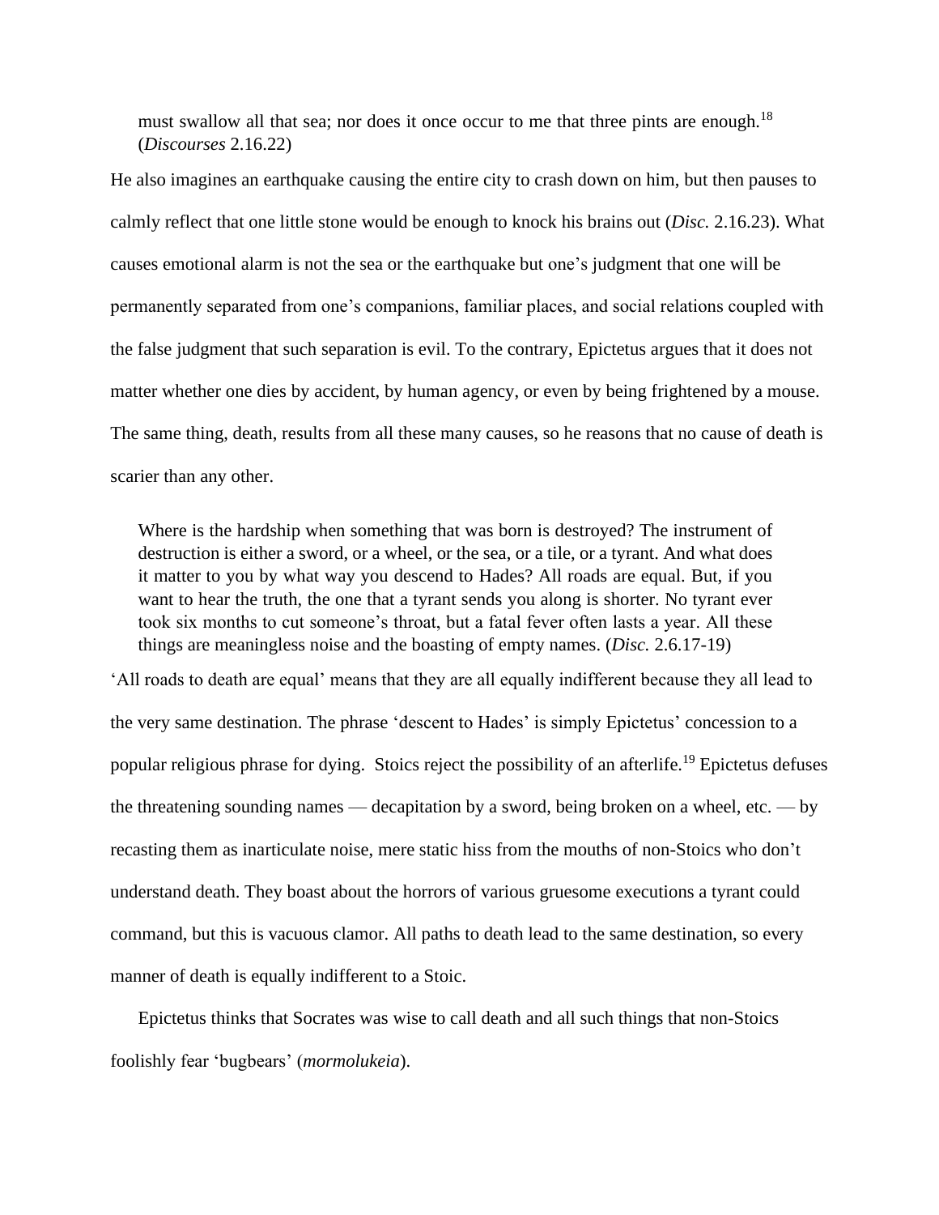> must swallow all that sea; nor does it once occur to me that three pints are enough.[18] (*Discourses* 2.16.22)

He also imagines an earthquake causing the entire city to crash down on him, but then pauses to calmly reflect that one little stone would be enough to knock his brains out (*Disc.* 2.16.23). What causes emotional alarm is not the sea or the earthquake but one's judgment that one will be permanently separated from one's companions, familiar places, and social relations coupled with the false judgment that such separation is evil. To the contrary, Epictetus argues that it does not matter whether one dies by accident, by human agency, or even by being frightened by a mouse. The same thing, death, results from all these many causes, so he reasons that no cause of death is scarier than any other.

> Where is the hardship when something that was born is destroyed? The instrument of destruction is either a sword, or a wheel, or the sea, or a tile, or a tyrant. And what does it matter to you by what way you descend to Hades? All roads are equal. But, if you want to hear the truth, the one that a tyrant sends you along is shorter. No tyrant ever took six months to cut someone's throat, but a fatal fever often lasts a year. All these things are meaningless noise and the boasting of empty names. (*Disc.* 2.6.17-19)

'All roads to death are equal' means that they are all equally indifferent because they all lead to the very same destination. The phrase 'descent to Hades' is simply Epictetus' concession to a popular religious phrase for dying. Stoics reject the possibility of an afterlife.[19] Epictetus defuses the threatening sounding names — decapitation by a sword, being broken on a wheel, etc. — by recasting them as inarticulate noise, mere static hiss from the mouths of non-Stoics who don't understand death. They boast about the horrors of various gruesome executions a tyrant could command, but this is vacuous clamor. All paths to death lead to the same destination, so every manner of death is equally indifferent to a Stoic.

Epictetus thinks that Socrates was wise to call death and all such things that non-Stoics foolishly fear 'bugbears' (*mormolukeia*).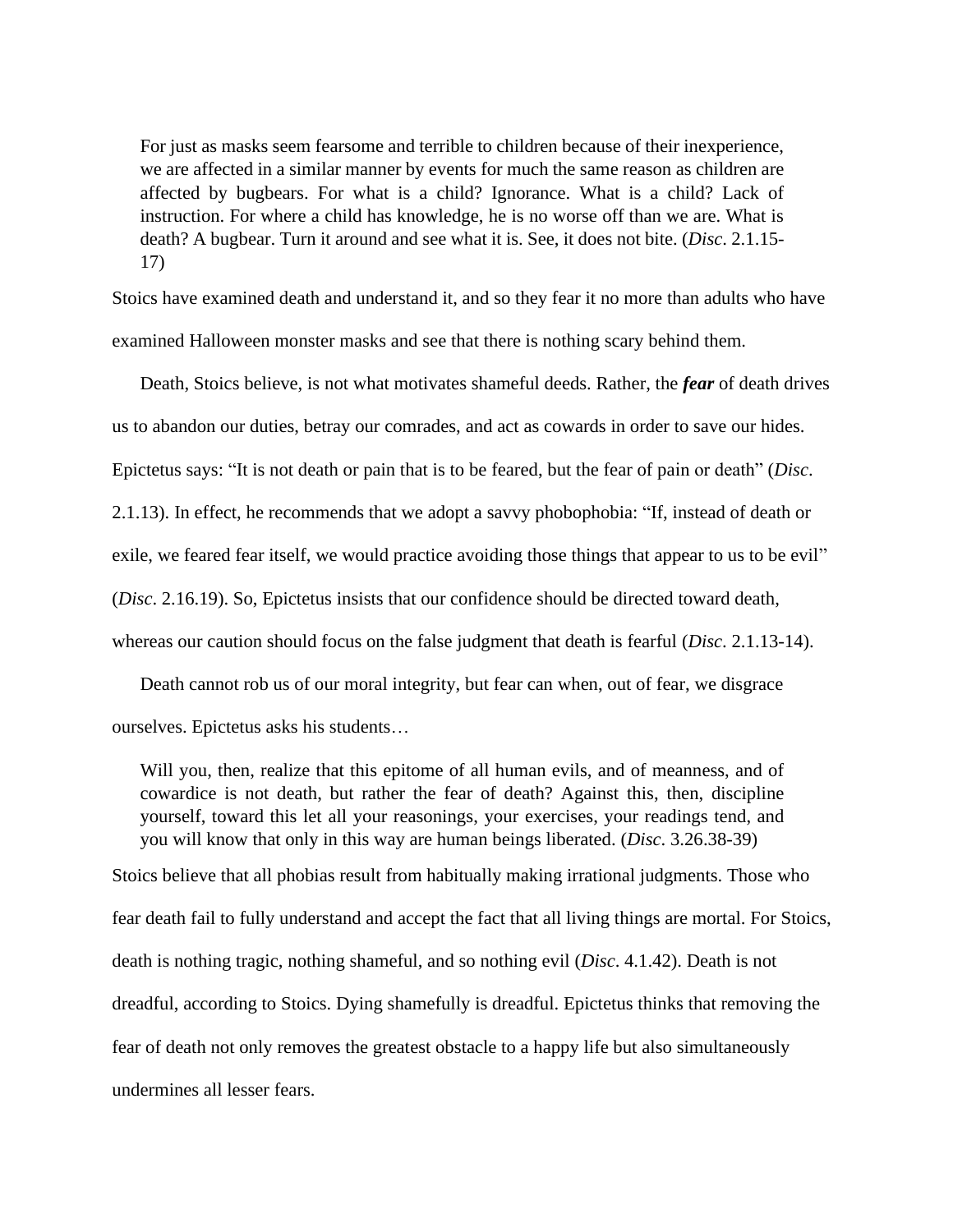> For just as masks seem fearsome and terrible to children because of their inexperience, we are affected in a similar manner by events for much the same reason as children are affected by bugbears. For what is a child? Ignorance. What is a child? Lack of instruction. For where a child has knowledge, he is no worse off than we are. What is death? A bugbear. Turn it around and see what it is. See, it does not bite. (*Disc*. 2.1.15-17)

Stoics have examined death and understand it, and so they fear it no more than adults who have examined Halloween monster masks and see that there is nothing scary behind them.

Death, Stoics believe, is not what motivates shameful deeds. Rather, the ***fear*** of death drives us to abandon our duties, betray our comrades, and act as cowards in order to save our hides. Epictetus says: "It is not death or pain that is to be feared, but the fear of pain or death" (*Disc*. 2.1.13). In effect, he recommends that we adopt a savvy phobophobia: "If, instead of death or exile, we feared fear itself, we would practice avoiding those things that appear to us to be evil" (*Disc*. 2.16.19). So, Epictetus insists that our confidence should be directed toward death, whereas our caution should focus on the false judgment that death is fearful (*Disc*. 2.1.13-14).

Death cannot rob us of our moral integrity, but fear can when, out of fear, we disgrace ourselves. Epictetus asks his students…

> Will you, then, realize that this epitome of all human evils, and of meanness, and of cowardice is not death, but rather the fear of death? Against this, then, discipline yourself, toward this let all your reasonings, your exercises, your readings tend, and you will know that only in this way are human beings liberated. (*Disc*. 3.26.38-39)

Stoics believe that all phobias result from habitually making irrational judgments. Those who fear death fail to fully understand and accept the fact that all living things are mortal. For Stoics, death is nothing tragic, nothing shameful, and so nothing evil (*Disc*. 4.1.42). Death is not dreadful, according to Stoics. Dying shamefully is dreadful. Epictetus thinks that removing the fear of death not only removes the greatest obstacle to a happy life but also simultaneously undermines all lesser fears.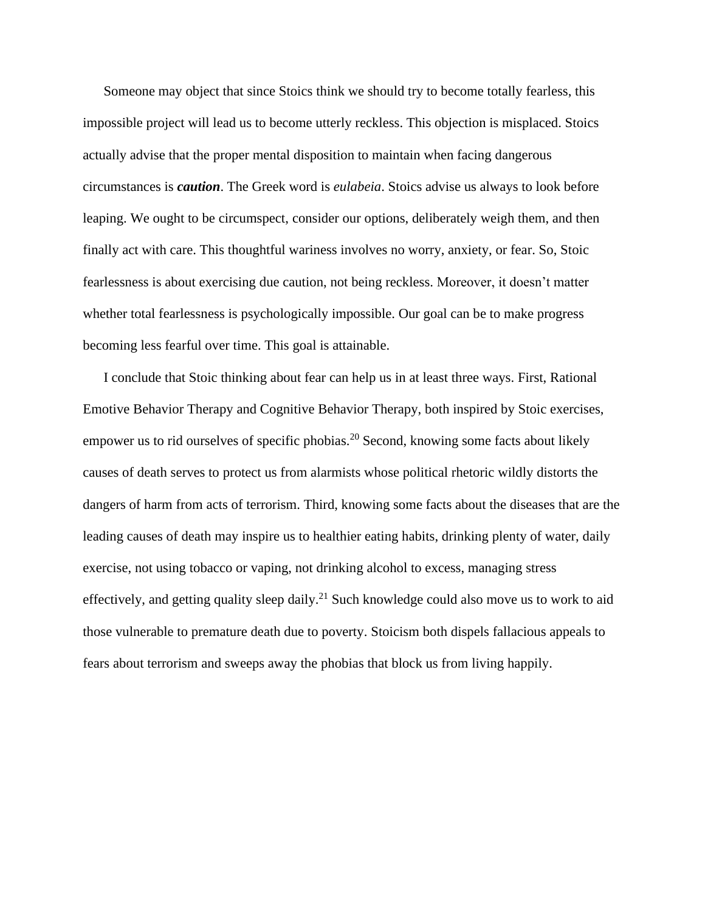Someone may object that since Stoics think we should try to become totally fearless, this impossible project will lead us to become utterly reckless. This objection is misplaced. Stoics actually advise that the proper mental disposition to maintain when facing dangerous circumstances is ***caution***. The Greek word is *eulabeia*. Stoics advise us always to look before leaping. We ought to be circumspect, consider our options, deliberately weigh them, and then finally act with care. This thoughtful wariness involves no worry, anxiety, or fear. So, Stoic fearlessness is about exercising due caution, not being reckless. Moreover, it doesn't matter whether total fearlessness is psychologically impossible. Our goal can be to make progress becoming less fearful over time. This goal is attainable.

I conclude that Stoic thinking about fear can help us in at least three ways. First, Rational Emotive Behavior Therapy and Cognitive Behavior Therapy, both inspired by Stoic exercises, empower us to rid ourselves of specific phobias.[20] Second, knowing some facts about likely causes of death serves to protect us from alarmists whose political rhetoric wildly distorts the dangers of harm from acts of terrorism. Third, knowing some facts about the diseases that are the leading causes of death may inspire us to healthier eating habits, drinking plenty of water, daily exercise, not using tobacco or vaping, not drinking alcohol to excess, managing stress effectively, and getting quality sleep daily.[21] Such knowledge could also move us to work to aid those vulnerable to premature death due to poverty. Stoicism both dispels fallacious appeals to fears about terrorism and sweeps away the phobias that block us from living happily.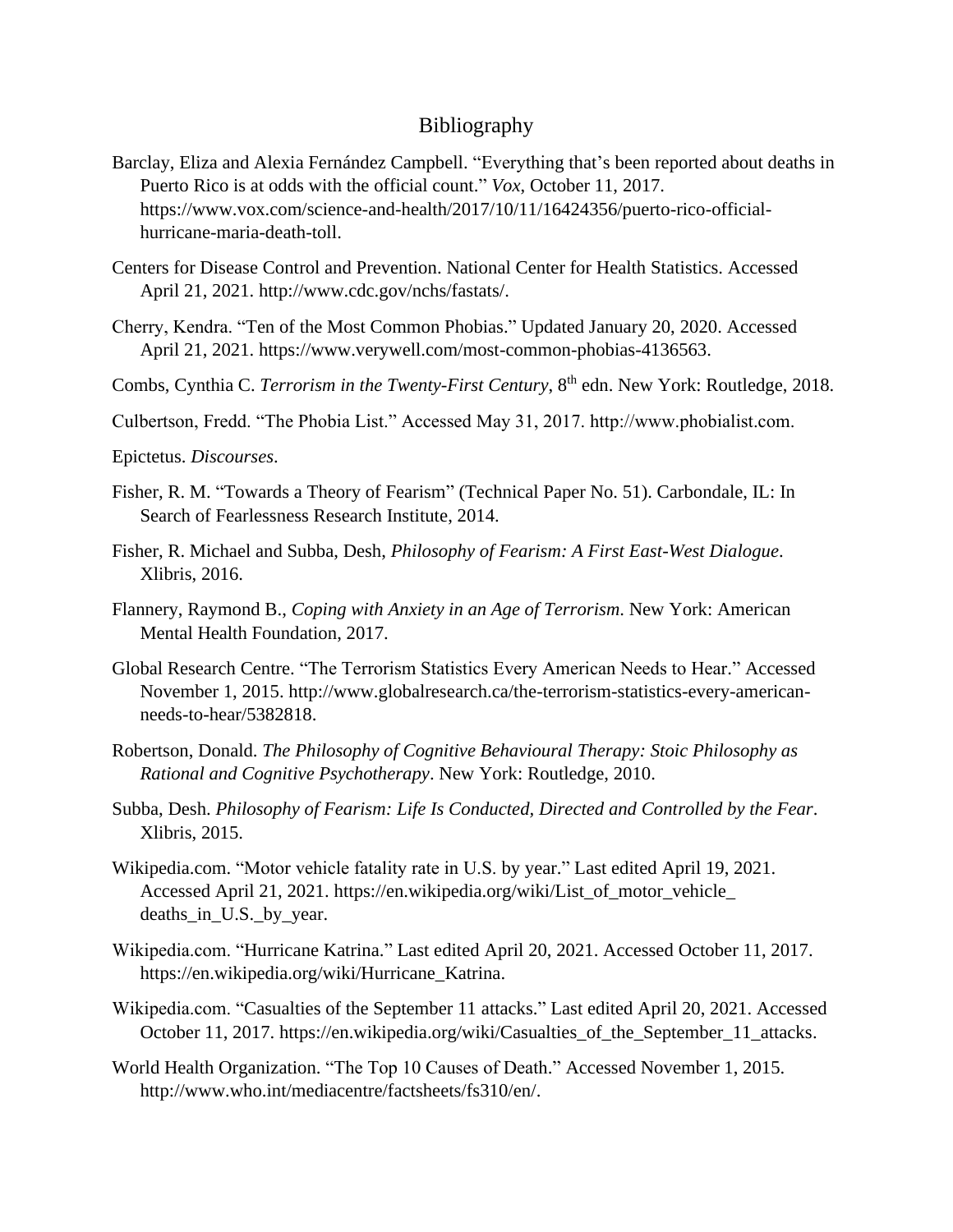# Bibliography

Barclay, Eliza and Alexia Fernández Campbell. "Everything that's been reported about deaths in Puerto Rico is at odds with the official count." *Vox*, October 11, 2017. https://www.vox.com/science-and-health/2017/10/11/16424356/puerto-rico-official-hurricane-maria-death-toll.

Centers for Disease Control and Prevention. National Center for Health Statistics. Accessed April 21, 2021. http://www.cdc.gov/nchs/fastats/.

Cherry, Kendra. "Ten of the Most Common Phobias." Updated January 20, 2020. Accessed April 21, 2021. https://www.verywell.com/most-common-phobias-4136563.

Combs, Cynthia C. *Terrorism in the Twenty-First Century*, 8th edn. New York: Routledge, 2018.

Culbertson, Fredd. "The Phobia List." Accessed May 31, 2017. http://www.phobialist.com.

Epictetus. *Discourses*.

Fisher, R. M. "Towards a Theory of Fearism" (Technical Paper No. 51). Carbondale, IL: In Search of Fearlessness Research Institute, 2014.

Fisher, R. Michael and Subba, Desh, *Philosophy of Fearism: A First East-West Dialogue*. Xlibris, 2016.

Flannery, Raymond B., *Coping with Anxiety in an Age of Terrorism*. New York: American Mental Health Foundation, 2017.

Global Research Centre. "The Terrorism Statistics Every American Needs to Hear." Accessed November 1, 2015. http://www.globalresearch.ca/the-terrorism-statistics-every-american-needs-to-hear/5382818.

Robertson, Donald. *The Philosophy of Cognitive Behavioural Therapy: Stoic Philosophy as Rational and Cognitive Psychotherapy*. New York: Routledge, 2010.

Subba, Desh. *Philosophy of Fearism: Life Is Conducted, Directed and Controlled by the Fear*. Xlibris, 2015.

Wikipedia.com. "Motor vehicle fatality rate in U.S. by year." Last edited April 19, 2021. Accessed April 21, 2021. https://en.wikipedia.org/wiki/List_of_motor_vehicle_deaths_in_U.S._by_year.

Wikipedia.com. "Hurricane Katrina." Last edited April 20, 2021. Accessed October 11, 2017. https://en.wikipedia.org/wiki/Hurricane_Katrina.

Wikipedia.com. "Casualties of the September 11 attacks." Last edited April 20, 2021. Accessed October 11, 2017. https://en.wikipedia.org/wiki/Casualties_of_the_September_11_attacks.

World Health Organization. "The Top 10 Causes of Death." Accessed November 1, 2015. http://www.who.int/mediacentre/factsheets/fs310/en/.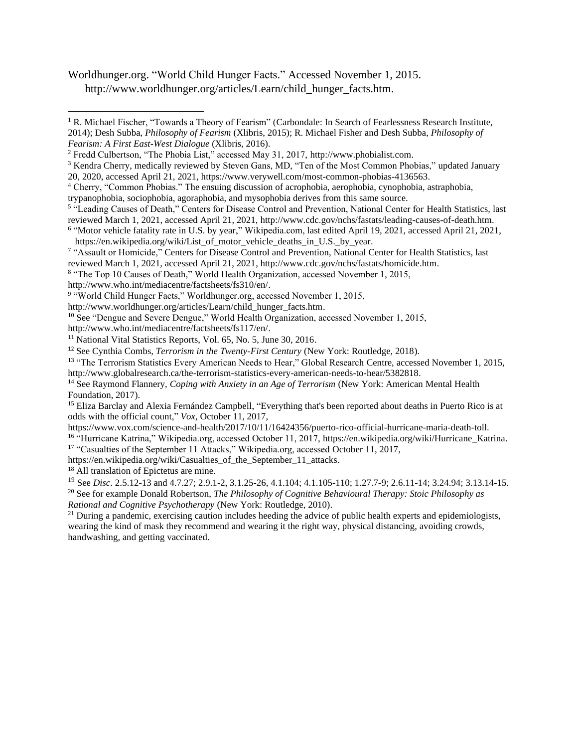Worldhunger.org. "World Child Hunger Facts." Accessed November 1, 2015. http://www.worldhunger.org/articles/Learn/child_hunger_facts.htm.

---

[1] R. Michael Fischer, "Towards a Theory of Fearism" (Carbondale: In Search of Fearlessness Research Institute, 2014); Desh Subba, *Philosophy of Fearism* (Xlibris, 2015); R. Michael Fisher and Desh Subba, *Philosophy of Fearism: A First East-West Dialogue* (Xlibris, 2016).

[2] Fredd Culbertson, "The Phobia List," accessed May 31, 2017, http://www.phobialist.com.

[3] Kendra Cherry, medically reviewed by Steven Gans, MD, "Ten of the Most Common Phobias," updated January 20, 2020, accessed April 21, 2021, https://www.verywell.com/most-common-phobias-4136563.

[4] Cherry, "Common Phobias." The ensuing discussion of acrophobia, aerophobia, cynophobia, astraphobia, trypanophobia, sociophobia, agoraphobia, and mysophobia derives from this same source.

[5] "Leading Causes of Death," Centers for Disease Control and Prevention, National Center for Health Statistics, last reviewed March 1, 2021, accessed April 21, 2021, http://www.cdc.gov/nchs/fastats/leading-causes-of-death.htm.

[6] "Motor vehicle fatality rate in U.S. by year," Wikipedia.com, last edited April 19, 2021, accessed April 21, 2021, https://en.wikipedia.org/wiki/List_of_motor_vehicle_deaths_in_U.S._by_year.

[7] "Assault or Homicide," Centers for Disease Control and Prevention, National Center for Health Statistics, last reviewed March 1, 2021, accessed April 21, 2021, http://www.cdc.gov/nchs/fastats/homicide.htm.

[8] "The Top 10 Causes of Death," World Health Organization, accessed November 1, 2015, http://www.who.int/mediacentre/factsheets/fs310/en/.

[9] "World Child Hunger Facts," Worldhunger.org, accessed November 1, 2015, http://www.worldhunger.org/articles/Learn/child_hunger_facts.htm.

[10] See "Dengue and Severe Dengue," World Health Organization, accessed November 1, 2015, http://www.who.int/mediacentre/factsheets/fs117/en/.

[11] National Vital Statistics Reports, Vol. 65, No. 5, June 30, 2016.

[12] See Cynthia Combs, *Terrorism in the Twenty-First Century* (New York: Routledge, 2018).

[13] "The Terrorism Statistics Every American Needs to Hear," Global Research Centre, accessed November 1, 2015, http://www.globalresearch.ca/the-terrorism-statistics-every-american-needs-to-hear/5382818.

[14] See Raymond Flannery, *Coping with Anxiety in an Age of Terrorism* (New York: American Mental Health Foundation, 2017).

[15] Eliza Barclay and Alexia Fernández Campbell, "Everything that's been reported about deaths in Puerto Rico is at odds with the official count," *Vox*, October 11, 2017, https://www.vox.com/science-and-health/2017/10/11/16424356/puerto-rico-official-hurricane-maria-death-toll.

[16] "Hurricane Katrina," Wikipedia.org, accessed October 11, 2017, https://en.wikipedia.org/wiki/Hurricane_Katrina.

[17] "Casualties of the September 11 Attacks," Wikipedia.org, accessed October 11, 2017, https://en.wikipedia.org/wiki/Casualties_of_the_September_11_attacks.

[18] All translation of Epictetus are mine.

[19] See *Disc*. 2.5.12-13 and 4.7.27; 2.9.1-2, 3.1.25-26, 4.1.104; 4.1.105-110; 1.27.7-9; 2.6.11-14; 3.24.94; 3.13.14-15.

[20] See for example Donald Robertson, *The Philosophy of Cognitive Behavioural Therapy: Stoic Philosophy as Rational and Cognitive Psychotherapy* (New York: Routledge, 2010).

[21] During a pandemic, exercising caution includes heeding the advice of public health experts and epidemiologists, wearing the kind of mask they recommend and wearing it the right way, physical distancing, avoiding crowds, handwashing, and getting vaccinated.